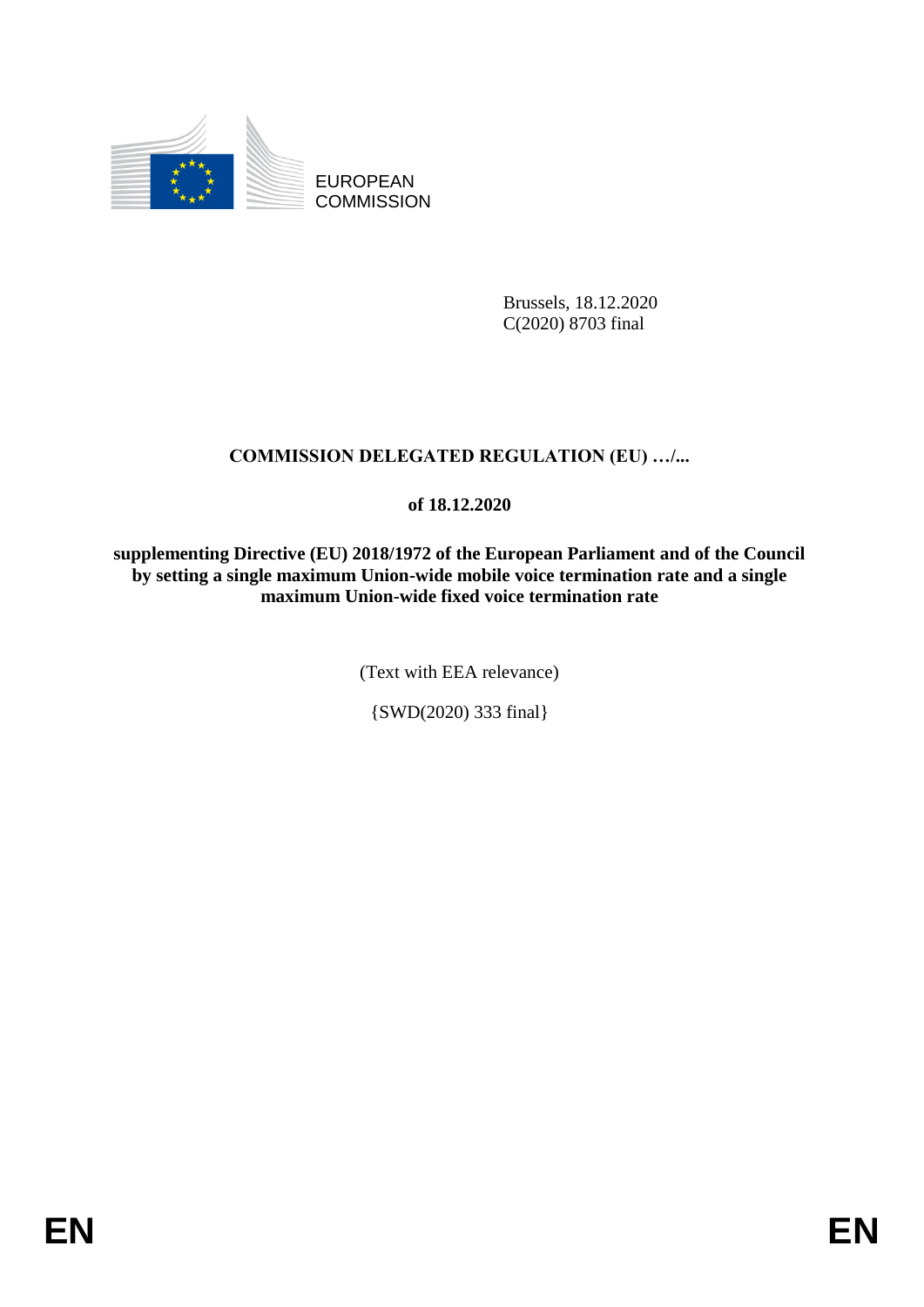EUROPEAN COMMISSION

Brussels, 18.12.2020
C(2020) 8703 final

**COMMISSION DELEGATED REGULATION (EU) …/...**

**of 18.12.2020**

**supplementing Directive (EU) 2018/1972 of the European Parliament and of the Council by setting a single maximum Union-wide mobile voice termination rate and a single maximum Union-wide fixed voice termination rate**

(Text with EEA relevance)

{SWD(2020) 333 final}

EN EN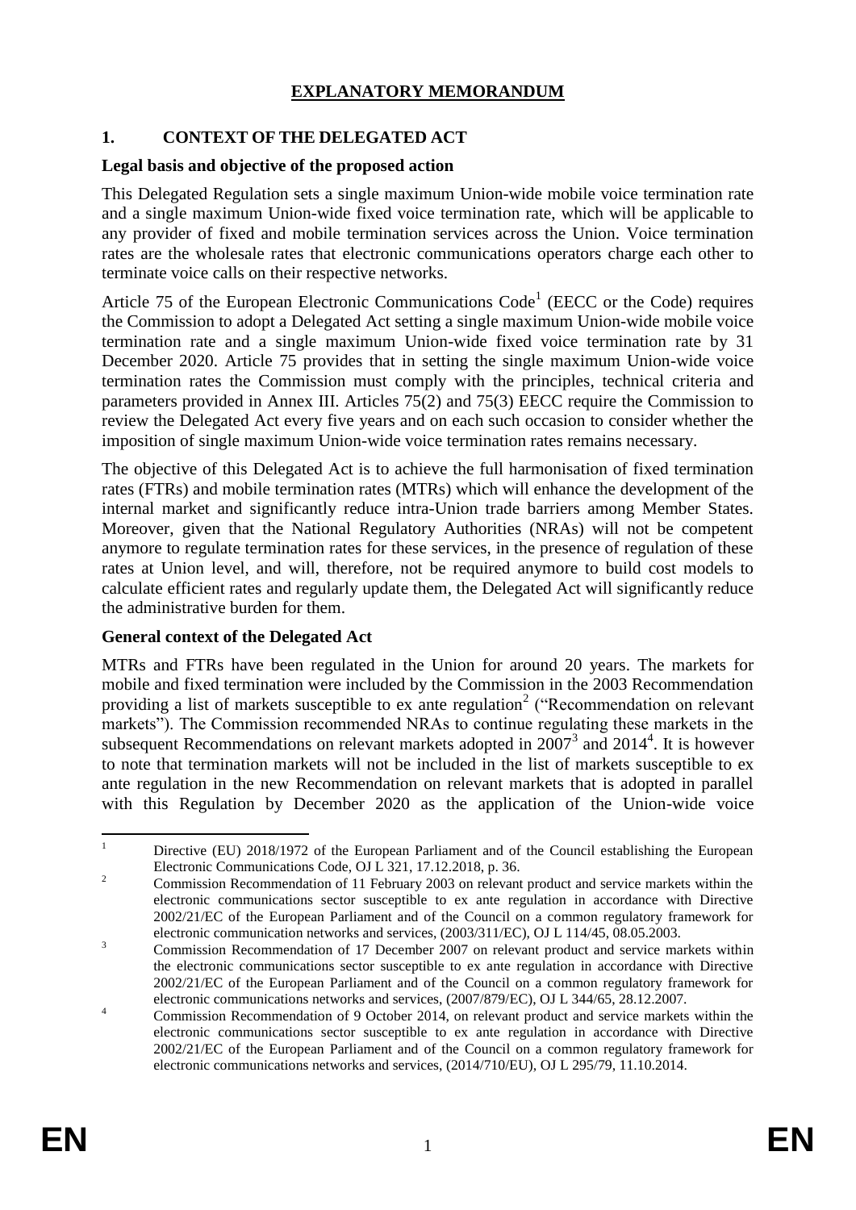# EXPLANATORY MEMORANDUM

## 1. CONTEXT OF THE DELEGATED ACT

### Legal basis and objective of the proposed action

This Delegated Regulation sets a single maximum Union-wide mobile voice termination rate and a single maximum Union-wide fixed voice termination rate, which will be applicable to any provider of fixed and mobile termination services across the Union. Voice termination rates are the wholesale rates that electronic communications operators charge each other to terminate voice calls on their respective networks.

Article 75 of the European Electronic Communications Code[1] (EECC or the Code) requires the Commission to adopt a Delegated Act setting a single maximum Union-wide mobile voice termination rate and a single maximum Union-wide fixed voice termination rate by 31 December 2020. Article 75 provides that in setting the single maximum Union-wide voice termination rates the Commission must comply with the principles, technical criteria and parameters provided in Annex III. Articles 75(2) and 75(3) EECC require the Commission to review the Delegated Act every five years and on each such occasion to consider whether the imposition of single maximum Union-wide voice termination rates remains necessary.

The objective of this Delegated Act is to achieve the full harmonisation of fixed termination rates (FTRs) and mobile termination rates (MTRs) which will enhance the development of the internal market and significantly reduce intra-Union trade barriers among Member States. Moreover, given that the National Regulatory Authorities (NRAs) will not be competent anymore to regulate termination rates for these services, in the presence of regulation of these rates at Union level, and will, therefore, not be required anymore to build cost models to calculate efficient rates and regularly update them, the Delegated Act will significantly reduce the administrative burden for them.

### General context of the Delegated Act

MTRs and FTRs have been regulated in the Union for around 20 years. The markets for mobile and fixed termination were included by the Commission in the 2003 Recommendation providing a list of markets susceptible to ex ante regulation[2] ("Recommendation on relevant markets"). The Commission recommended NRAs to continue regulating these markets in the subsequent Recommendations on relevant markets adopted in 2007[3] and 2014[4]. It is however to note that termination markets will not be included in the list of markets susceptible to ex ante regulation in the new Recommendation on relevant markets that is adopted in parallel with this Regulation by December 2020 as the application of the Union-wide voice

---

[1] Directive (EU) 2018/1972 of the European Parliament and of the Council establishing the European Electronic Communications Code, OJ L 321, 17.12.2018, p. 36.

[2] Commission Recommendation of 11 February 2003 on relevant product and service markets within the electronic communications sector susceptible to ex ante regulation in accordance with Directive 2002/21/EC of the European Parliament and of the Council on a common regulatory framework for electronic communication networks and services, (2003/311/EC), OJ L 114/45, 08.05.2003.

[3] Commission Recommendation of 17 December 2007 on relevant product and service markets within the electronic communications sector susceptible to ex ante regulation in accordance with Directive 2002/21/EC of the European Parliament and of the Council on a common regulatory framework for electronic communications networks and services, (2007/879/EC), OJ L 344/65, 28.12.2007.

[4] Commission Recommendation of 9 October 2014, on relevant product and service markets within the electronic communications sector susceptible to ex ante regulation in accordance with Directive 2002/21/EC of the European Parliament and of the Council on a common regulatory framework for electronic communications networks and services, (2014/710/EU), OJ L 295/79, 11.10.2014.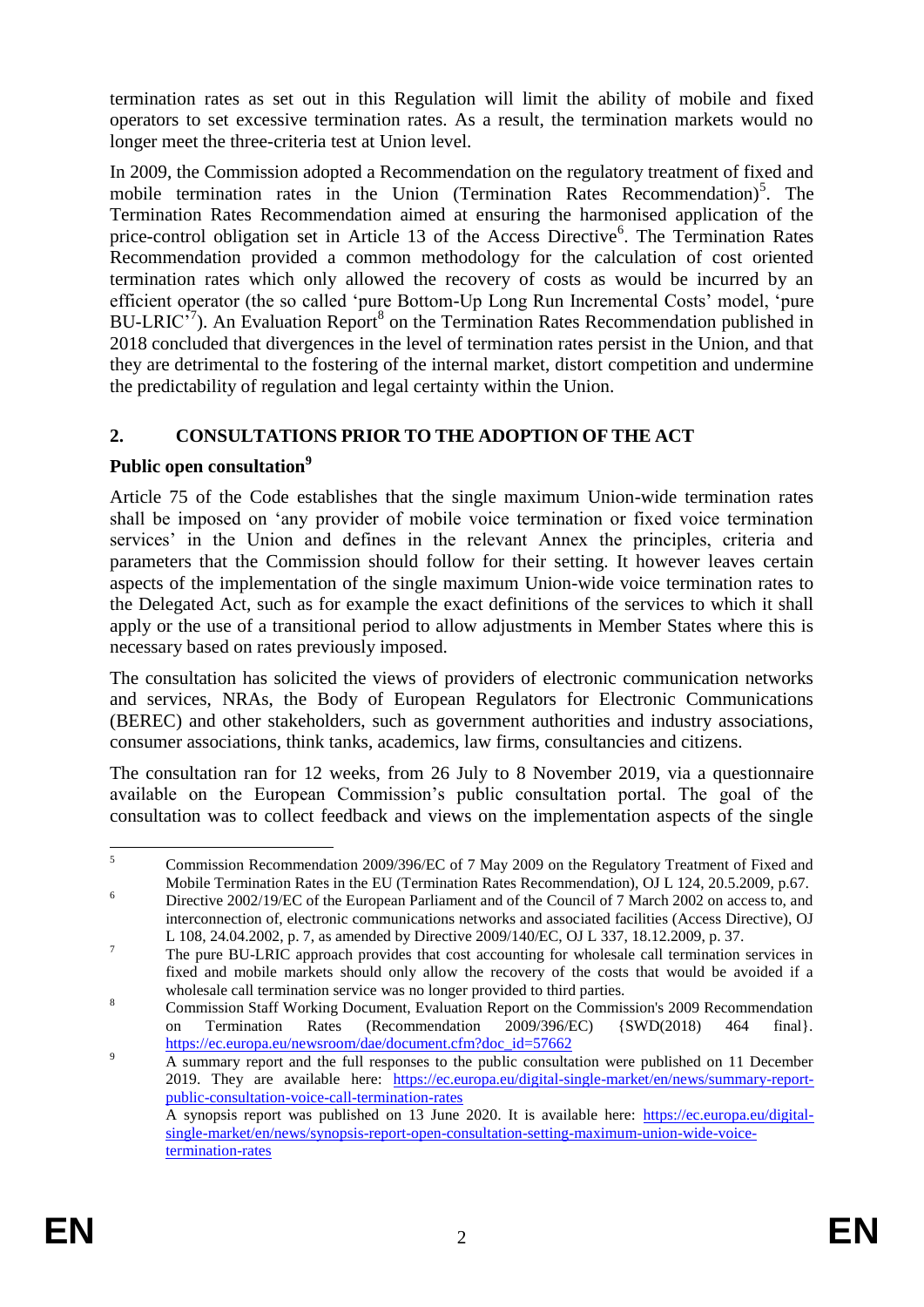termination rates as set out in this Regulation will limit the ability of mobile and fixed operators to set excessive termination rates. As a result, the termination markets would no longer meet the three-criteria test at Union level.

In 2009, the Commission adopted a Recommendation on the regulatory treatment of fixed and mobile termination rates in the Union (Termination Rates Recommendation)[5]. The Termination Rates Recommendation aimed at ensuring the harmonised application of the price-control obligation set in Article 13 of the Access Directive[6]. The Termination Rates Recommendation provided a common methodology for the calculation of cost oriented termination rates which only allowed the recovery of costs as would be incurred by an efficient operator (the so called 'pure Bottom-Up Long Run Incremental Costs' model, 'pure BU-LRIC'[7]). An Evaluation Report[8] on the Termination Rates Recommendation published in 2018 concluded that divergences in the level of termination rates persist in the Union, and that they are detrimental to the fostering of the internal market, distort competition and undermine the predictability of regulation and legal certainty within the Union.

## 2. CONSULTATIONS PRIOR TO THE ADOPTION OF THE ACT

**Public open consultation[9]**

Article 75 of the Code establishes that the single maximum Union-wide termination rates shall be imposed on 'any provider of mobile voice termination or fixed voice termination services' in the Union and defines in the relevant Annex the principles, criteria and parameters that the Commission should follow for their setting. It however leaves certain aspects of the implementation of the single maximum Union-wide voice termination rates to the Delegated Act, such as for example the exact definitions of the services to which it shall apply or the use of a transitional period to allow adjustments in Member States where this is necessary based on rates previously imposed.

The consultation has solicited the views of providers of electronic communication networks and services, NRAs, the Body of European Regulators for Electronic Communications (BEREC) and other stakeholders, such as government authorities and industry associations, consumer associations, think tanks, academics, law firms, consultancies and citizens.

The consultation ran for 12 weeks, from 26 July to 8 November 2019, via a questionnaire available on the European Commission's public consultation portal. The goal of the consultation was to collect feedback and views on the implementation aspects of the single

---

[5] Commission Recommendation 2009/396/EC of 7 May 2009 on the Regulatory Treatment of Fixed and Mobile Termination Rates in the EU (Termination Rates Recommendation), OJ L 124, 20.5.2009, p.67.

[6] Directive 2002/19/EC of the European Parliament and of the Council of 7 March 2002 on access to, and interconnection of, electronic communications networks and associated facilities (Access Directive), OJ L 108, 24.04.2002, p. 7, as amended by Directive 2009/140/EC, OJ L 337, 18.12.2009, p. 37.

[7] The pure BU-LRIC approach provides that cost accounting for wholesale call termination services in fixed and mobile markets should only allow the recovery of the costs that would be avoided if a wholesale call termination service was no longer provided to third parties.

[8] Commission Staff Working Document, Evaluation Report on the Commission's 2009 Recommendation on Termination Rates (Recommendation 2009/396/EC) {SWD(2018) 464 final}. https://ec.europa.eu/newsroom/dae/document.cfm?doc_id=57662

[9] A summary report and the full responses to the public consultation were published on 11 December 2019. They are available here: https://ec.europa.eu/digital-single-market/en/news/summary-report-public-consultation-voice-call-termination-rates
A synopsis report was published on 13 June 2020. It is available here: https://ec.europa.eu/digital-single-market/en/news/synopsis-report-open-consultation-setting-maximum-union-wide-voice-termination-rates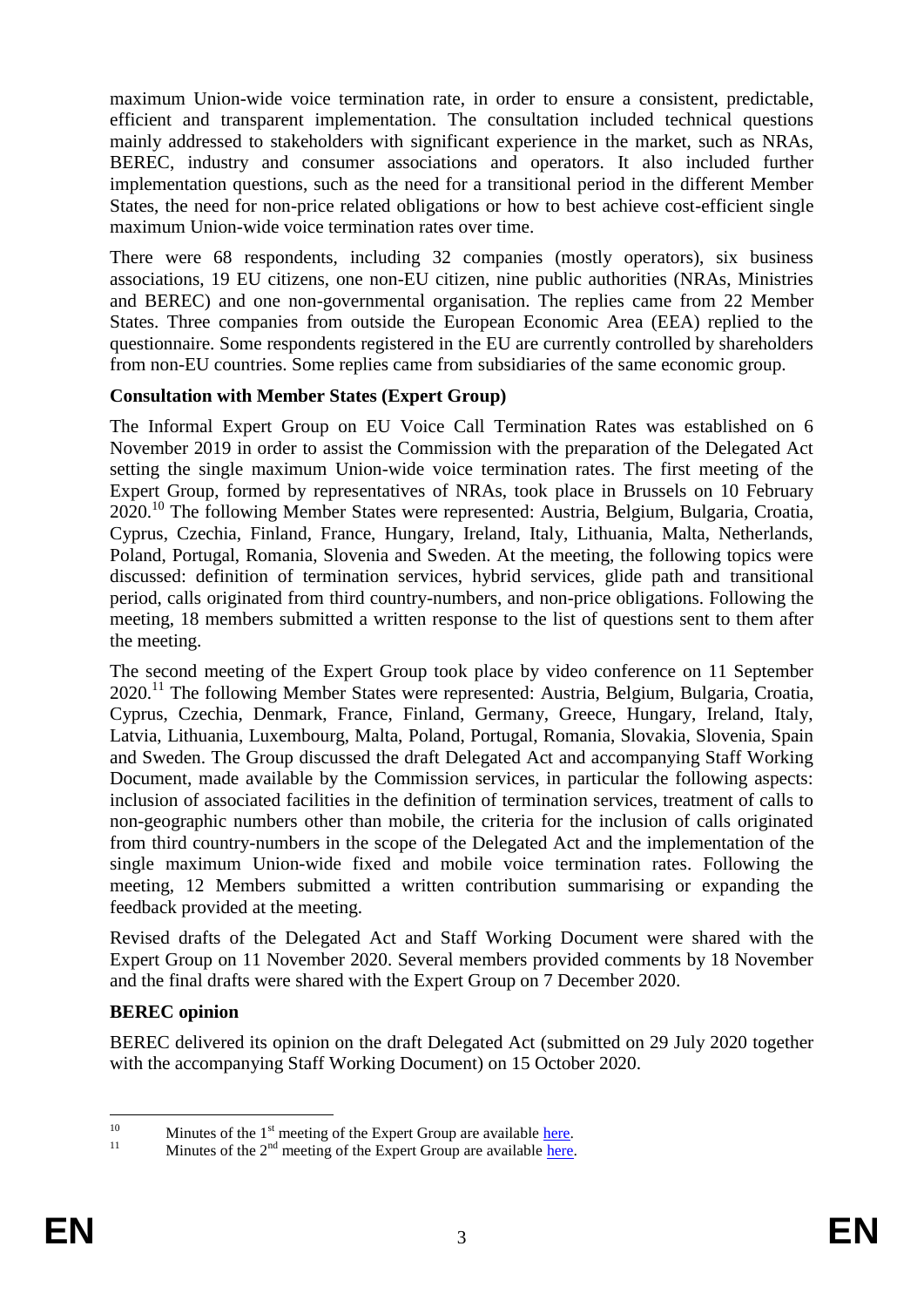maximum Union-wide voice termination rate, in order to ensure a consistent, predictable, efficient and transparent implementation. The consultation included technical questions mainly addressed to stakeholders with significant experience in the market, such as NRAs, BEREC, industry and consumer associations and operators. It also included further implementation questions, such as the need for a transitional period in the different Member States, the need for non-price related obligations or how to best achieve cost-efficient single maximum Union-wide voice termination rates over time.

There were 68 respondents, including 32 companies (mostly operators), six business associations, 19 EU citizens, one non-EU citizen, nine public authorities (NRAs, Ministries and BEREC) and one non-governmental organisation. The replies came from 22 Member States. Three companies from outside the European Economic Area (EEA) replied to the questionnaire. Some respondents registered in the EU are currently controlled by shareholders from non-EU countries. Some replies came from subsidiaries of the same economic group.

**Consultation with Member States (Expert Group)**

The Informal Expert Group on EU Voice Call Termination Rates was established on 6 November 2019 in order to assist the Commission with the preparation of the Delegated Act setting the single maximum Union-wide voice termination rates. The first meeting of the Expert Group, formed by representatives of NRAs, took place in Brussels on 10 February 2020.[10] The following Member States were represented: Austria, Belgium, Bulgaria, Croatia, Cyprus, Czechia, Finland, France, Hungary, Ireland, Italy, Lithuania, Malta, Netherlands, Poland, Portugal, Romania, Slovenia and Sweden. At the meeting, the following topics were discussed: definition of termination services, hybrid services, glide path and transitional period, calls originated from third country-numbers, and non-price obligations. Following the meeting, 18 members submitted a written response to the list of questions sent to them after the meeting.

The second meeting of the Expert Group took place by video conference on 11 September 2020.[11] The following Member States were represented: Austria, Belgium, Bulgaria, Croatia, Cyprus, Czechia, Denmark, France, Finland, Germany, Greece, Hungary, Ireland, Italy, Latvia, Lithuania, Luxembourg, Malta, Poland, Portugal, Romania, Slovakia, Slovenia, Spain and Sweden. The Group discussed the draft Delegated Act and accompanying Staff Working Document, made available by the Commission services, in particular the following aspects: inclusion of associated facilities in the definition of termination services, treatment of calls to non-geographic numbers other than mobile, the criteria for the inclusion of calls originated from third country-numbers in the scope of the Delegated Act and the implementation of the single maximum Union-wide fixed and mobile voice termination rates. Following the meeting, 12 Members submitted a written contribution summarising or expanding the feedback provided at the meeting.

Revised drafts of the Delegated Act and Staff Working Document were shared with the Expert Group on 11 November 2020. Several members provided comments by 18 November and the final drafts were shared with the Expert Group on 7 December 2020.

**BEREC opinion**

BEREC delivered its opinion on the draft Delegated Act (submitted on 29 July 2020 together with the accompanying Staff Working Document) on 15 October 2020.

[10] Minutes of the 1st meeting of the Expert Group are available here.

[11] Minutes of the 2nd meeting of the Expert Group are available here.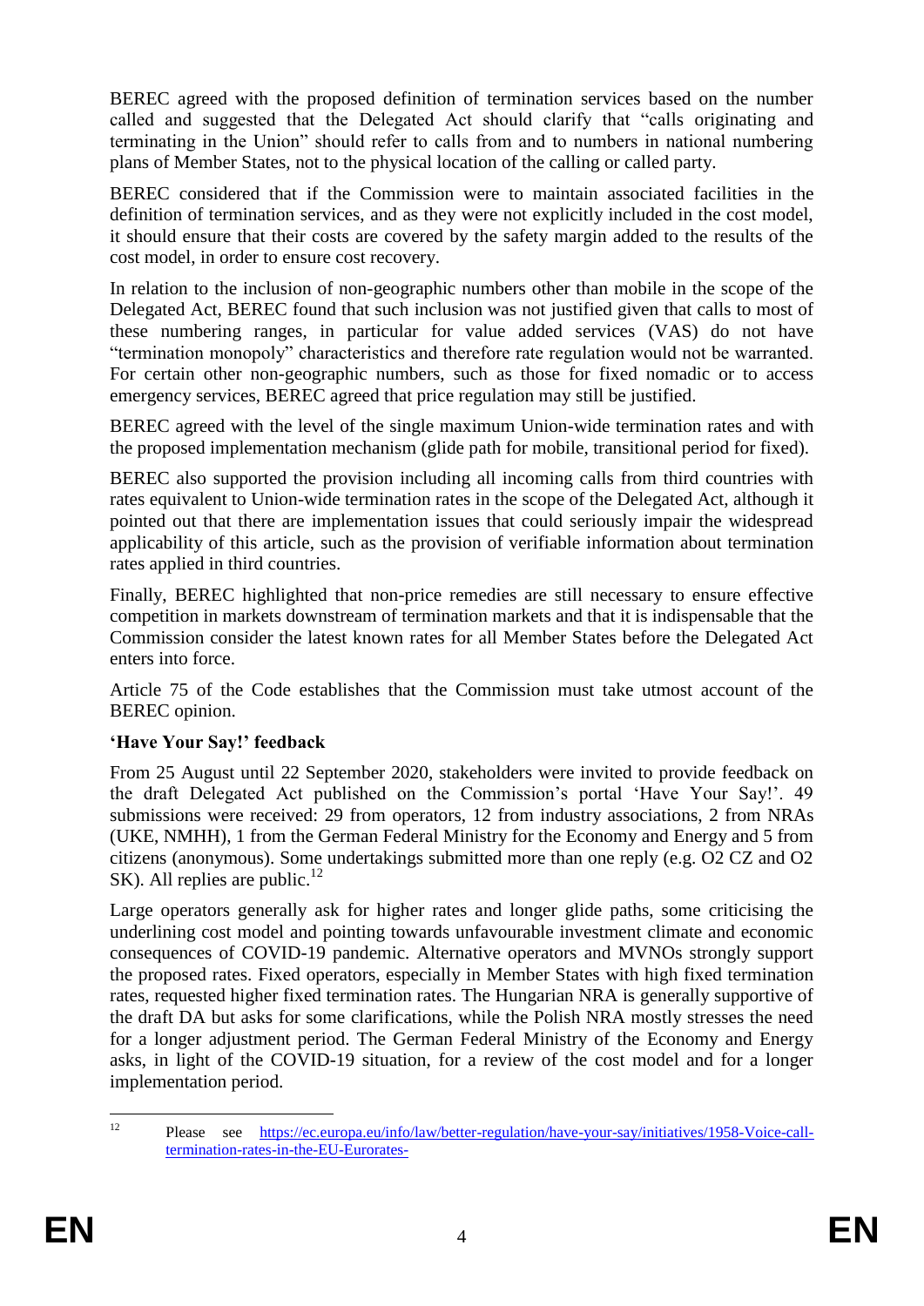BEREC agreed with the proposed definition of termination services based on the number called and suggested that the Delegated Act should clarify that "calls originating and terminating in the Union" should refer to calls from and to numbers in national numbering plans of Member States, not to the physical location of the calling or called party.

BEREC considered that if the Commission were to maintain associated facilities in the definition of termination services, and as they were not explicitly included in the cost model, it should ensure that their costs are covered by the safety margin added to the results of the cost model, in order to ensure cost recovery.

In relation to the inclusion of non-geographic numbers other than mobile in the scope of the Delegated Act, BEREC found that such inclusion was not justified given that calls to most of these numbering ranges, in particular for value added services (VAS) do not have "termination monopoly" characteristics and therefore rate regulation would not be warranted. For certain other non-geographic numbers, such as those for fixed nomadic or to access emergency services, BEREC agreed that price regulation may still be justified.

BEREC agreed with the level of the single maximum Union-wide termination rates and with the proposed implementation mechanism (glide path for mobile, transitional period for fixed).

BEREC also supported the provision including all incoming calls from third countries with rates equivalent to Union-wide termination rates in the scope of the Delegated Act, although it pointed out that there are implementation issues that could seriously impair the widespread applicability of this article, such as the provision of verifiable information about termination rates applied in third countries.

Finally, BEREC highlighted that non-price remedies are still necessary to ensure effective competition in markets downstream of termination markets and that it is indispensable that the Commission consider the latest known rates for all Member States before the Delegated Act enters into force.

Article 75 of the Code establishes that the Commission must take utmost account of the BEREC opinion.

**'Have Your Say!' feedback**

From 25 August until 22 September 2020, stakeholders were invited to provide feedback on the draft Delegated Act published on the Commission's portal 'Have Your Say!'. 49 submissions were received: 29 from operators, 12 from industry associations, 2 from NRAs (UKE, NMHH), 1 from the German Federal Ministry for the Economy and Energy and 5 from citizens (anonymous). Some undertakings submitted more than one reply (e.g. O2 CZ and O2 SK). All replies are public.[12]

Large operators generally ask for higher rates and longer glide paths, some criticising the underlining cost model and pointing towards unfavourable investment climate and economic consequences of COVID-19 pandemic. Alternative operators and MVNOs strongly support the proposed rates. Fixed operators, especially in Member States with high fixed termination rates, requested higher fixed termination rates. The Hungarian NRA is generally supportive of the draft DA but asks for some clarifications, while the Polish NRA mostly stresses the need for a longer adjustment period. The German Federal Ministry of the Economy and Energy asks, in light of the COVID-19 situation, for a review of the cost model and for a longer implementation period.

[12] Please see https://ec.europa.eu/info/law/better-regulation/have-your-say/initiatives/1958-Voice-call-termination-rates-in-the-EU-Eurorates-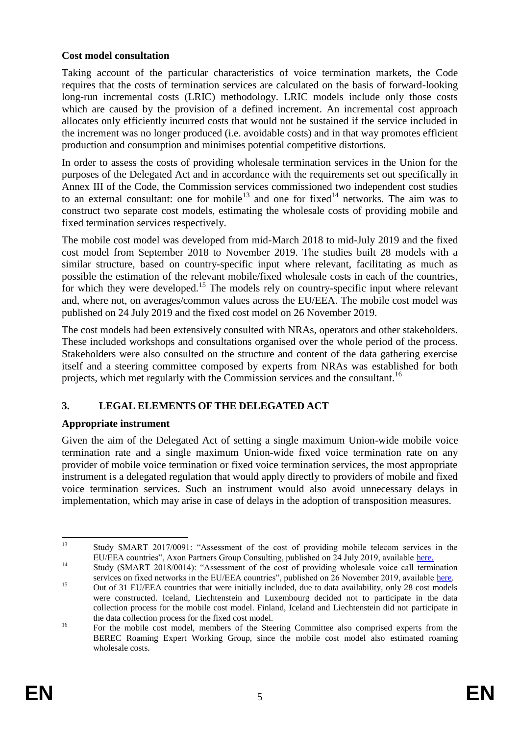**Cost model consultation**

Taking account of the particular characteristics of voice termination markets, the Code requires that the costs of termination services are calculated on the basis of forward-looking long-run incremental costs (LRIC) methodology. LRIC models include only those costs which are caused by the provision of a defined increment. An incremental cost approach allocates only efficiently incurred costs that would not be sustained if the service included in the increment was no longer produced (i.e. avoidable costs) and in that way promotes efficient production and consumption and minimises potential competitive distortions.

In order to assess the costs of providing wholesale termination services in the Union for the purposes of the Delegated Act and in accordance with the requirements set out specifically in Annex III of the Code, the Commission services commissioned two independent cost studies to an external consultant: one for mobile[13] and one for fixed[14] networks. The aim was to construct two separate cost models, estimating the wholesale costs of providing mobile and fixed termination services respectively.

The mobile cost model was developed from mid-March 2018 to mid-July 2019 and the fixed cost model from September 2018 to November 2019. The studies built 28 models with a similar structure, based on country-specific input where relevant, facilitating as much as possible the estimation of the relevant mobile/fixed wholesale costs in each of the countries, for which they were developed.[15] The models rely on country-specific input where relevant and, where not, on averages/common values across the EU/EEA. The mobile cost model was published on 24 July 2019 and the fixed cost model on 26 November 2019.

The cost models had been extensively consulted with NRAs, operators and other stakeholders. These included workshops and consultations organised over the whole period of the process. Stakeholders were also consulted on the structure and content of the data gathering exercise itself and a steering committee composed by experts from NRAs was established for both projects, which met regularly with the Commission services and the consultant.[16]

## 3. LEGAL ELEMENTS OF THE DELEGATED ACT

**Appropriate instrument**

Given the aim of the Delegated Act of setting a single maximum Union-wide mobile voice termination rate and a single maximum Union-wide fixed voice termination rate on any provider of mobile voice termination or fixed voice termination services, the most appropriate instrument is a delegated regulation that would apply directly to providers of mobile and fixed voice termination services. Such an instrument would also avoid unnecessary delays in implementation, which may arise in case of delays in the adoption of transposition measures.

---

[13] Study SMART 2017/0091: "Assessment of the cost of providing mobile telecom services in the EU/EEA countries", Axon Partners Group Consulting, published on 24 July 2019, available here.

[14] Study (SMART 2018/0014): "Assessment of the cost of providing wholesale voice call termination services on fixed networks in the EU/EEA countries", published on 26 November 2019, available here.

[15] Out of 31 EU/EEA countries that were initially included, due to data availability, only 28 cost models were constructed. Iceland, Liechtenstein and Luxembourg decided not to participate in the data collection process for the mobile cost model. Finland, Iceland and Liechtenstein did not participate in the data collection process for the fixed cost model.

[16] For the mobile cost model, members of the Steering Committee also comprised experts from the BEREC Roaming Expert Working Group, since the mobile cost model also estimated roaming wholesale costs.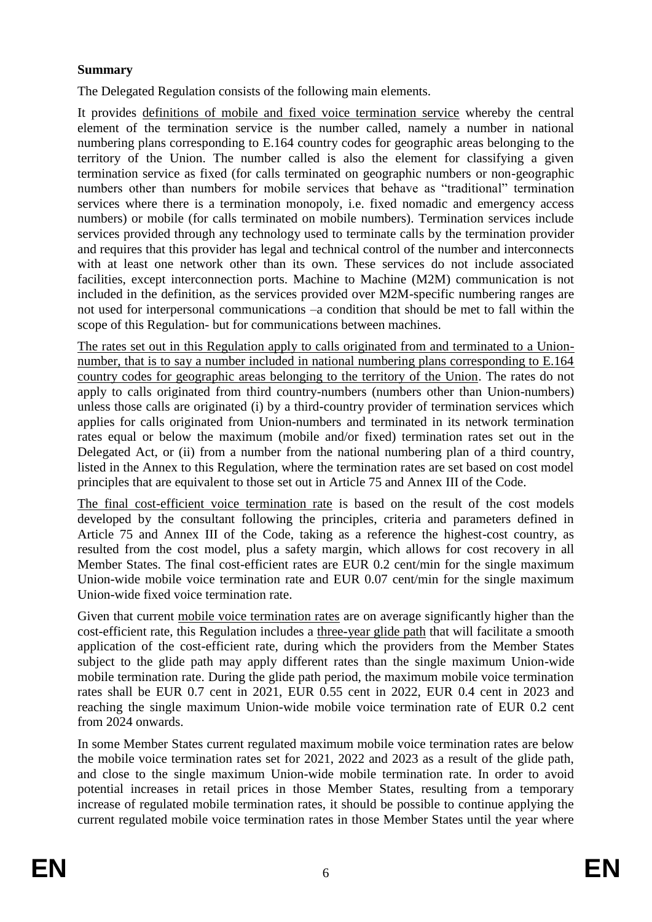**Summary**

The Delegated Regulation consists of the following main elements.

It provides definitions of mobile and fixed voice termination service whereby the central element of the termination service is the number called, namely a number in national numbering plans corresponding to E.164 country codes for geographic areas belonging to the territory of the Union. The number called is also the element for classifying a given termination service as fixed (for calls terminated on geographic numbers or non-geographic numbers other than numbers for mobile services that behave as "traditional" termination services where there is a termination monopoly, i.e. fixed nomadic and emergency access numbers) or mobile (for calls terminated on mobile numbers). Termination services include services provided through any technology used to terminate calls by the termination provider and requires that this provider has legal and technical control of the number and interconnects with at least one network other than its own. These services do not include associated facilities, except interconnection ports. Machine to Machine (M2M) communication is not included in the definition, as the services provided over M2M-specific numbering ranges are not used for interpersonal communications –a condition that should be met to fall within the scope of this Regulation- but for communications between machines.

The rates set out in this Regulation apply to calls originated from and terminated to a Union-number, that is to say a number included in national numbering plans corresponding to E.164 country codes for geographic areas belonging to the territory of the Union. The rates do not apply to calls originated from third country-numbers (numbers other than Union-numbers) unless those calls are originated (i) by a third-country provider of termination services which applies for calls originated from Union-numbers and terminated in its network termination rates equal or below the maximum (mobile and/or fixed) termination rates set out in the Delegated Act, or (ii) from a number from the national numbering plan of a third country, listed in the Annex to this Regulation, where the termination rates are set based on cost model principles that are equivalent to those set out in Article 75 and Annex III of the Code.

The final cost-efficient voice termination rate is based on the result of the cost models developed by the consultant following the principles, criteria and parameters defined in Article 75 and Annex III of the Code, taking as a reference the highest-cost country, as resulted from the cost model, plus a safety margin, which allows for cost recovery in all Member States. The final cost-efficient rates are EUR 0.2 cent/min for the single maximum Union-wide mobile voice termination rate and EUR 0.07 cent/min for the single maximum Union-wide fixed voice termination rate.

Given that current mobile voice termination rates are on average significantly higher than the cost-efficient rate, this Regulation includes a three-year glide path that will facilitate a smooth application of the cost-efficient rate, during which the providers from the Member States subject to the glide path may apply different rates than the single maximum Union-wide mobile termination rate. During the glide path period, the maximum mobile voice termination rates shall be EUR 0.7 cent in 2021, EUR 0.55 cent in 2022, EUR 0.4 cent in 2023 and reaching the single maximum Union-wide mobile voice termination rate of EUR 0.2 cent from 2024 onwards.

In some Member States current regulated maximum mobile voice termination rates are below the mobile voice termination rates set for 2021, 2022 and 2023 as a result of the glide path, and close to the single maximum Union-wide mobile termination rate. In order to avoid potential increases in retail prices in those Member States, resulting from a temporary increase of regulated mobile termination rates, it should be possible to continue applying the current regulated mobile voice termination rates in those Member States until the year where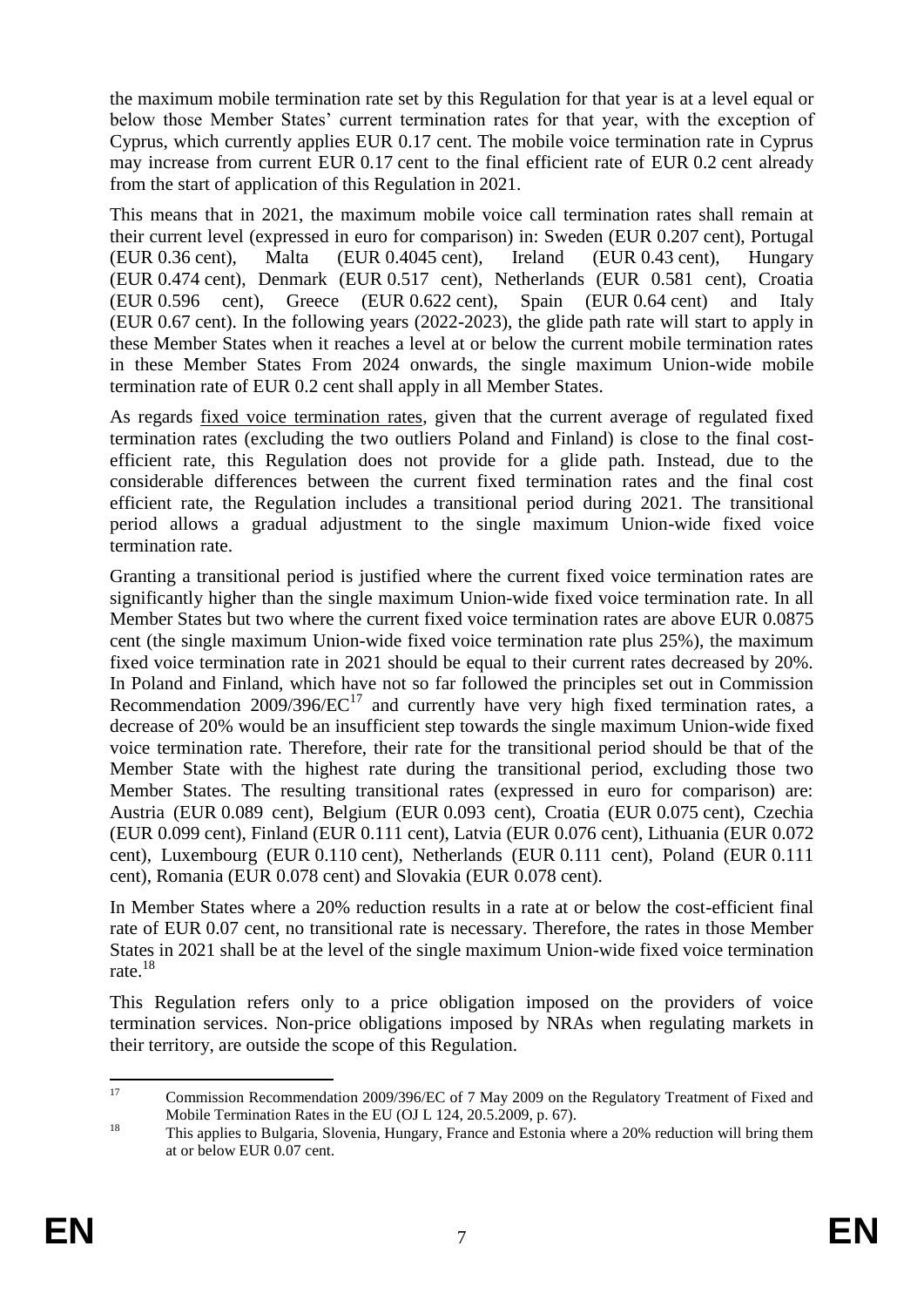the maximum mobile termination rate set by this Regulation for that year is at a level equal or below those Member States' current termination rates for that year, with the exception of Cyprus, which currently applies EUR 0.17 cent. The mobile voice termination rate in Cyprus may increase from current EUR 0.17 cent to the final efficient rate of EUR 0.2 cent already from the start of application of this Regulation in 2021.

This means that in 2021, the maximum mobile voice call termination rates shall remain at their current level (expressed in euro for comparison) in: Sweden (EUR 0.207 cent), Portugal (EUR 0.36 cent), Malta (EUR 0.4045 cent), Ireland (EUR 0.43 cent), Hungary (EUR 0.474 cent), Denmark (EUR 0.517 cent), Netherlands (EUR 0.581 cent), Croatia (EUR 0.596 cent), Greece (EUR 0.622 cent), Spain (EUR 0.64 cent) and Italy (EUR 0.67 cent). In the following years (2022-2023), the glide path rate will start to apply in these Member States when it reaches a level at or below the current mobile termination rates in these Member States From 2024 onwards, the single maximum Union-wide mobile termination rate of EUR 0.2 cent shall apply in all Member States.

As regards fixed voice termination rates, given that the current average of regulated fixed termination rates (excluding the two outliers Poland and Finland) is close to the final cost-efficient rate, this Regulation does not provide for a glide path. Instead, due to the considerable differences between the current fixed termination rates and the final cost efficient rate, the Regulation includes a transitional period during 2021. The transitional period allows a gradual adjustment to the single maximum Union-wide fixed voice termination rate.

Granting a transitional period is justified where the current fixed voice termination rates are significantly higher than the single maximum Union-wide fixed voice termination rate. In all Member States but two where the current fixed voice termination rates are above EUR 0.0875 cent (the single maximum Union-wide fixed voice termination rate plus 25%), the maximum fixed voice termination rate in 2021 should be equal to their current rates decreased by 20%. In Poland and Finland, which have not so far followed the principles set out in Commission Recommendation 2009/396/EC[17] and currently have very high fixed termination rates, a decrease of 20% would be an insufficient step towards the single maximum Union-wide fixed voice termination rate. Therefore, their rate for the transitional period should be that of the Member State with the highest rate during the transitional period, excluding those two Member States. The resulting transitional rates (expressed in euro for comparison) are: Austria (EUR 0.089 cent), Belgium (EUR 0.093 cent), Croatia (EUR 0.075 cent), Czechia (EUR 0.099 cent), Finland (EUR 0.111 cent), Latvia (EUR 0.076 cent), Lithuania (EUR 0.072 cent), Luxembourg (EUR 0.110 cent), Netherlands (EUR 0.111 cent), Poland (EUR 0.111 cent), Romania (EUR 0.078 cent) and Slovakia (EUR 0.078 cent).

In Member States where a 20% reduction results in a rate at or below the cost-efficient final rate of EUR 0.07 cent, no transitional rate is necessary. Therefore, the rates in those Member States in 2021 shall be at the level of the single maximum Union-wide fixed voice termination rate.[18]

This Regulation refers only to a price obligation imposed on the providers of voice termination services. Non-price obligations imposed by NRAs when regulating markets in their territory, are outside the scope of this Regulation.

---

[17] Commission Recommendation 2009/396/EC of 7 May 2009 on the Regulatory Treatment of Fixed and Mobile Termination Rates in the EU (OJ L 124, 20.5.2009, p. 67).

[18] This applies to Bulgaria, Slovenia, Hungary, France and Estonia where a 20% reduction will bring them at or below EUR 0.07 cent.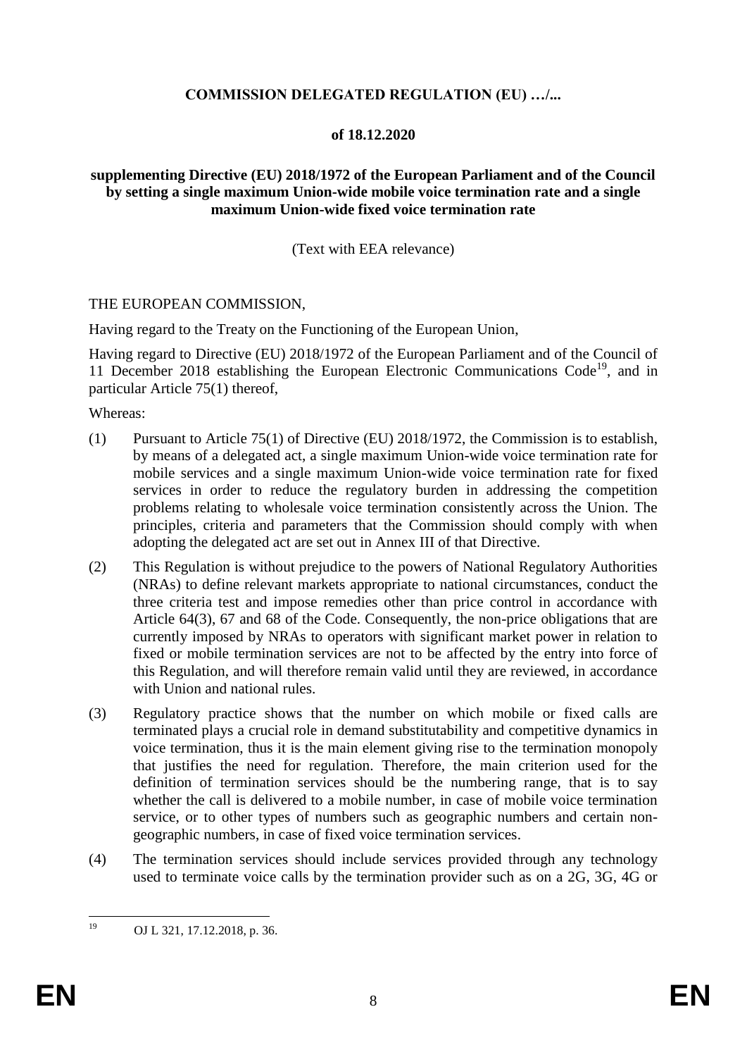**COMMISSION DELEGATED REGULATION (EU) …/...**

**of 18.12.2020**

**supplementing Directive (EU) 2018/1972 of the European Parliament and of the Council by setting a single maximum Union-wide mobile voice termination rate and a single maximum Union-wide fixed voice termination rate**

(Text with EEA relevance)

THE EUROPEAN COMMISSION,

Having regard to the Treaty on the Functioning of the European Union,

Having regard to Directive (EU) 2018/1972 of the European Parliament and of the Council of 11 December 2018 establishing the European Electronic Communications Code[19], and in particular Article 75(1) thereof,

Whereas:

(1) Pursuant to Article 75(1) of Directive (EU) 2018/1972, the Commission is to establish, by means of a delegated act, a single maximum Union-wide voice termination rate for mobile services and a single maximum Union-wide voice termination rate for fixed services in order to reduce the regulatory burden in addressing the competition problems relating to wholesale voice termination consistently across the Union. The principles, criteria and parameters that the Commission should comply with when adopting the delegated act are set out in Annex III of that Directive.

(2) This Regulation is without prejudice to the powers of National Regulatory Authorities (NRAs) to define relevant markets appropriate to national circumstances, conduct the three criteria test and impose remedies other than price control in accordance with Article 64(3), 67 and 68 of the Code. Consequently, the non-price obligations that are currently imposed by NRAs to operators with significant market power in relation to fixed or mobile termination services are not to be affected by the entry into force of this Regulation, and will therefore remain valid until they are reviewed, in accordance with Union and national rules.

(3) Regulatory practice shows that the number on which mobile or fixed calls are terminated plays a crucial role in demand substitutability and competitive dynamics in voice termination, thus it is the main element giving rise to the termination monopoly that justifies the need for regulation. Therefore, the main criterion used for the definition of termination services should be the numbering range, that is to say whether the call is delivered to a mobile number, in case of mobile voice termination service, or to other types of numbers such as geographic numbers and certain non-geographic numbers, in case of fixed voice termination services.

(4) The termination services should include services provided through any technology used to terminate voice calls by the termination provider such as on a 2G, 3G, 4G or

[19] OJ L 321, 17.12.2018, p. 36.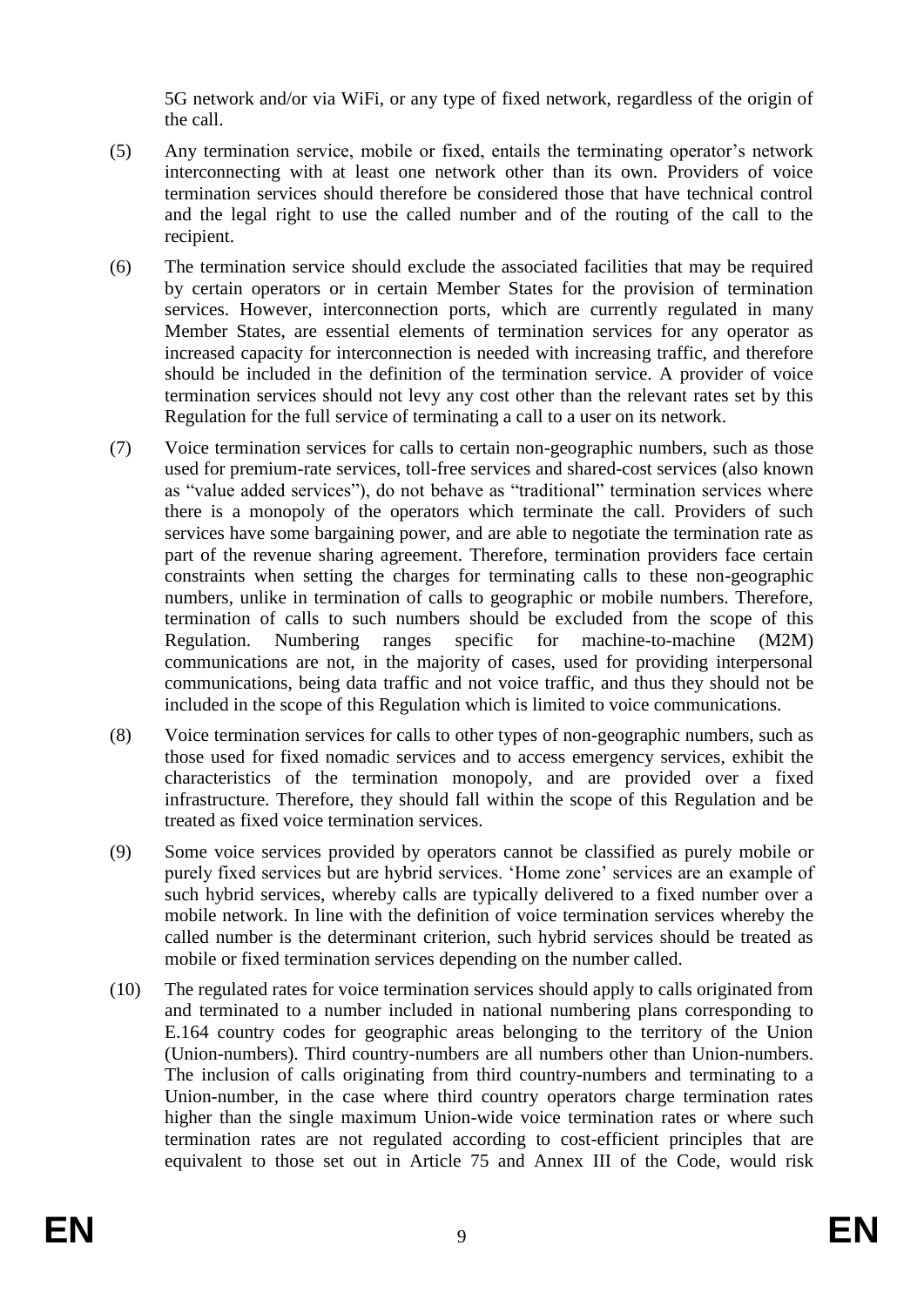5G network and/or via WiFi, or any type of fixed network, regardless of the origin of the call.

(5) Any termination service, mobile or fixed, entails the terminating operator's network interconnecting with at least one network other than its own. Providers of voice termination services should therefore be considered those that have technical control and the legal right to use the called number and of the routing of the call to the recipient.

(6) The termination service should exclude the associated facilities that may be required by certain operators or in certain Member States for the provision of termination services. However, interconnection ports, which are currently regulated in many Member States, are essential elements of termination services for any operator as increased capacity for interconnection is needed with increasing traffic, and therefore should be included in the definition of the termination service. A provider of voice termination services should not levy any cost other than the relevant rates set by this Regulation for the full service of terminating a call to a user on its network.

(7) Voice termination services for calls to certain non-geographic numbers, such as those used for premium-rate services, toll-free services and shared-cost services (also known as "value added services"), do not behave as "traditional" termination services where there is a monopoly of the operators which terminate the call. Providers of such services have some bargaining power, and are able to negotiate the termination rate as part of the revenue sharing agreement. Therefore, termination providers face certain constraints when setting the charges for terminating calls to these non-geographic numbers, unlike in termination of calls to geographic or mobile numbers. Therefore, termination of calls to such numbers should be excluded from the scope of this Regulation. Numbering ranges specific for machine-to-machine (M2M) communications are not, in the majority of cases, used for providing interpersonal communications, being data traffic and not voice traffic, and thus they should not be included in the scope of this Regulation which is limited to voice communications.

(8) Voice termination services for calls to other types of non-geographic numbers, such as those used for fixed nomadic services and to access emergency services, exhibit the characteristics of the termination monopoly, and are provided over a fixed infrastructure. Therefore, they should fall within the scope of this Regulation and be treated as fixed voice termination services.

(9) Some voice services provided by operators cannot be classified as purely mobile or purely fixed services but are hybrid services. 'Home zone' services are an example of such hybrid services, whereby calls are typically delivered to a fixed number over a mobile network. In line with the definition of voice termination services whereby the called number is the determinant criterion, such hybrid services should be treated as mobile or fixed termination services depending on the number called.

(10) The regulated rates for voice termination services should apply to calls originated from and terminated to a number included in national numbering plans corresponding to E.164 country codes for geographic areas belonging to the territory of the Union (Union-numbers). Third country-numbers are all numbers other than Union-numbers. The inclusion of calls originating from third country-numbers and terminating to a Union-number, in the case where third country operators charge termination rates higher than the single maximum Union-wide voice termination rates or where such termination rates are not regulated according to cost-efficient principles that are equivalent to those set out in Article 75 and Annex III of the Code, would risk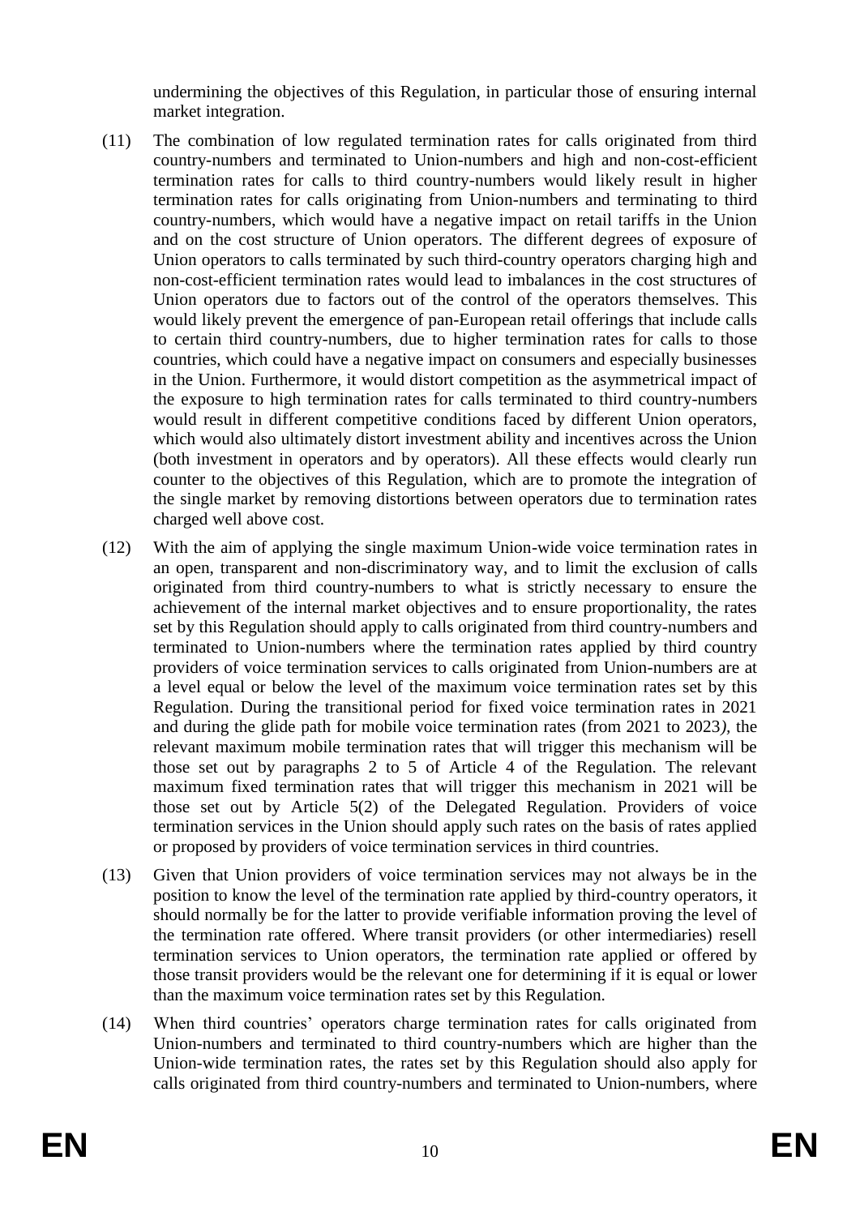undermining the objectives of this Regulation, in particular those of ensuring internal market integration.

(11) The combination of low regulated termination rates for calls originated from third country-numbers and terminated to Union-numbers and high and non-cost-efficient termination rates for calls to third country-numbers would likely result in higher termination rates for calls originating from Union-numbers and terminating to third country-numbers, which would have a negative impact on retail tariffs in the Union and on the cost structure of Union operators. The different degrees of exposure of Union operators to calls terminated by such third-country operators charging high and non-cost-efficient termination rates would lead to imbalances in the cost structures of Union operators due to factors out of the control of the operators themselves. This would likely prevent the emergence of pan-European retail offerings that include calls to certain third country-numbers, due to higher termination rates for calls to those countries, which could have a negative impact on consumers and especially businesses in the Union. Furthermore, it would distort competition as the asymmetrical impact of the exposure to high termination rates for calls terminated to third country-numbers would result in different competitive conditions faced by different Union operators, which would also ultimately distort investment ability and incentives across the Union (both investment in operators and by operators). All these effects would clearly run counter to the objectives of this Regulation, which are to promote the integration of the single market by removing distortions between operators due to termination rates charged well above cost.

(12) With the aim of applying the single maximum Union-wide voice termination rates in an open, transparent and non-discriminatory way, and to limit the exclusion of calls originated from third country-numbers to what is strictly necessary to ensure the achievement of the internal market objectives and to ensure proportionality, the rates set by this Regulation should apply to calls originated from third country-numbers and terminated to Union-numbers where the termination rates applied by third country providers of voice termination services to calls originated from Union-numbers are at a level equal or below the level of the maximum voice termination rates set by this Regulation. During the transitional period for fixed voice termination rates in 2021 and during the glide path for mobile voice termination rates (from 2021 to 2023*)*, the relevant maximum mobile termination rates that will trigger this mechanism will be those set out by paragraphs 2 to 5 of Article 4 of the Regulation. The relevant maximum fixed termination rates that will trigger this mechanism in 2021 will be those set out by Article 5(2) of the Delegated Regulation. Providers of voice termination services in the Union should apply such rates on the basis of rates applied or proposed by providers of voice termination services in third countries.

(13) Given that Union providers of voice termination services may not always be in the position to know the level of the termination rate applied by third-country operators, it should normally be for the latter to provide verifiable information proving the level of the termination rate offered. Where transit providers (or other intermediaries) resell termination services to Union operators, the termination rate applied or offered by those transit providers would be the relevant one for determining if it is equal or lower than the maximum voice termination rates set by this Regulation.

(14) When third countries' operators charge termination rates for calls originated from Union-numbers and terminated to third country-numbers which are higher than the Union-wide termination rates, the rates set by this Regulation should also apply for calls originated from third country-numbers and terminated to Union-numbers, where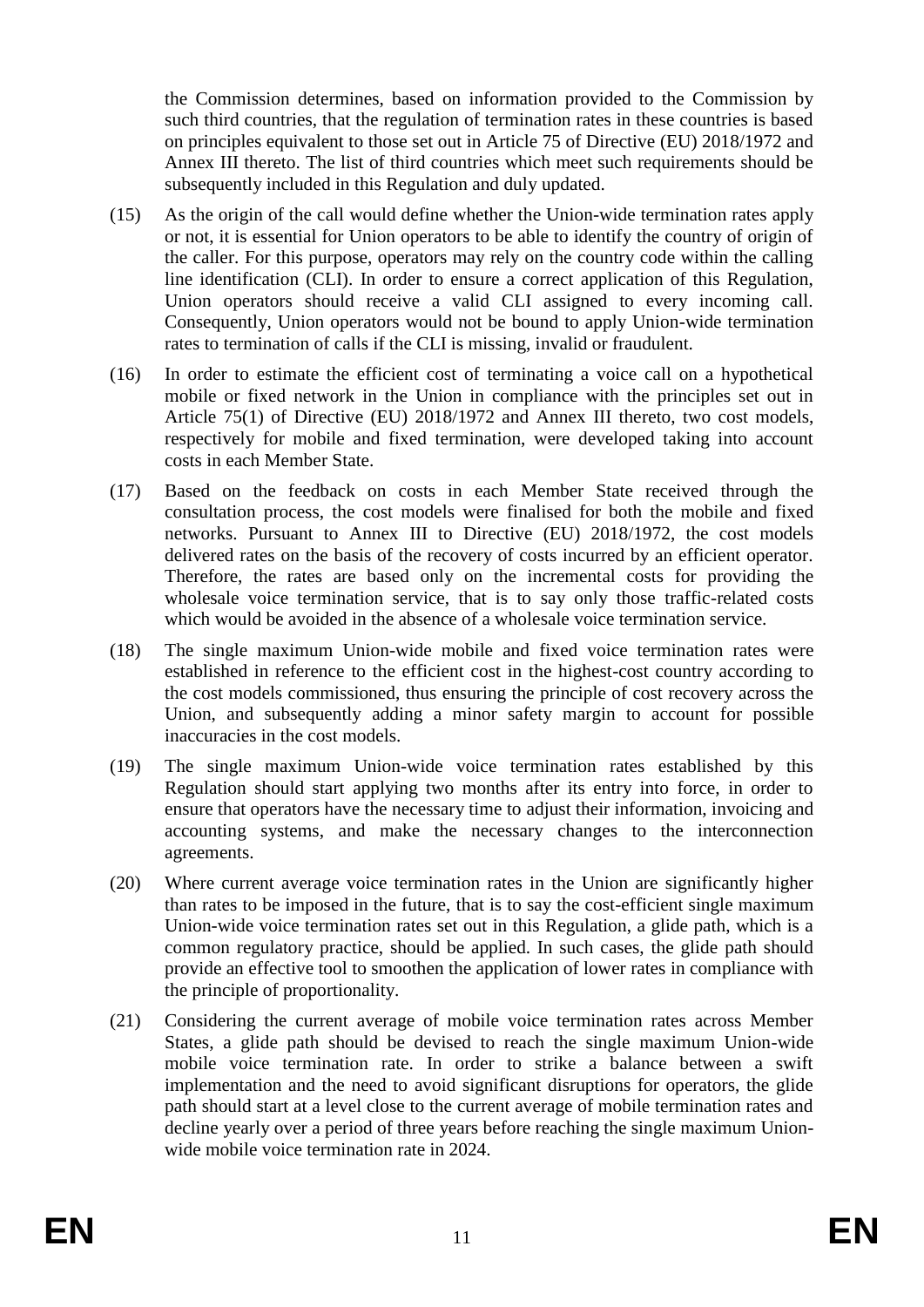the Commission determines, based on information provided to the Commission by such third countries, that the regulation of termination rates in these countries is based on principles equivalent to those set out in Article 75 of Directive (EU) 2018/1972 and Annex III thereto. The list of third countries which meet such requirements should be subsequently included in this Regulation and duly updated.

(15) As the origin of the call would define whether the Union-wide termination rates apply or not, it is essential for Union operators to be able to identify the country of origin of the caller. For this purpose, operators may rely on the country code within the calling line identification (CLI). In order to ensure a correct application of this Regulation, Union operators should receive a valid CLI assigned to every incoming call. Consequently, Union operators would not be bound to apply Union-wide termination rates to termination of calls if the CLI is missing, invalid or fraudulent.

(16) In order to estimate the efficient cost of terminating a voice call on a hypothetical mobile or fixed network in the Union in compliance with the principles set out in Article 75(1) of Directive (EU) 2018/1972 and Annex III thereto, two cost models, respectively for mobile and fixed termination, were developed taking into account costs in each Member State.

(17) Based on the feedback on costs in each Member State received through the consultation process, the cost models were finalised for both the mobile and fixed networks. Pursuant to Annex III to Directive (EU) 2018/1972, the cost models delivered rates on the basis of the recovery of costs incurred by an efficient operator. Therefore, the rates are based only on the incremental costs for providing the wholesale voice termination service, that is to say only those traffic-related costs which would be avoided in the absence of a wholesale voice termination service.

(18) The single maximum Union-wide mobile and fixed voice termination rates were established in reference to the efficient cost in the highest-cost country according to the cost models commissioned, thus ensuring the principle of cost recovery across the Union, and subsequently adding a minor safety margin to account for possible inaccuracies in the cost models.

(19) The single maximum Union-wide voice termination rates established by this Regulation should start applying two months after its entry into force, in order to ensure that operators have the necessary time to adjust their information, invoicing and accounting systems, and make the necessary changes to the interconnection agreements.

(20) Where current average voice termination rates in the Union are significantly higher than rates to be imposed in the future, that is to say the cost-efficient single maximum Union-wide voice termination rates set out in this Regulation, a glide path, which is a common regulatory practice, should be applied. In such cases, the glide path should provide an effective tool to smoothen the application of lower rates in compliance with the principle of proportionality.

(21) Considering the current average of mobile voice termination rates across Member States, a glide path should be devised to reach the single maximum Union-wide mobile voice termination rate. In order to strike a balance between a swift implementation and the need to avoid significant disruptions for operators, the glide path should start at a level close to the current average of mobile termination rates and decline yearly over a period of three years before reaching the single maximum Union-wide mobile voice termination rate in 2024.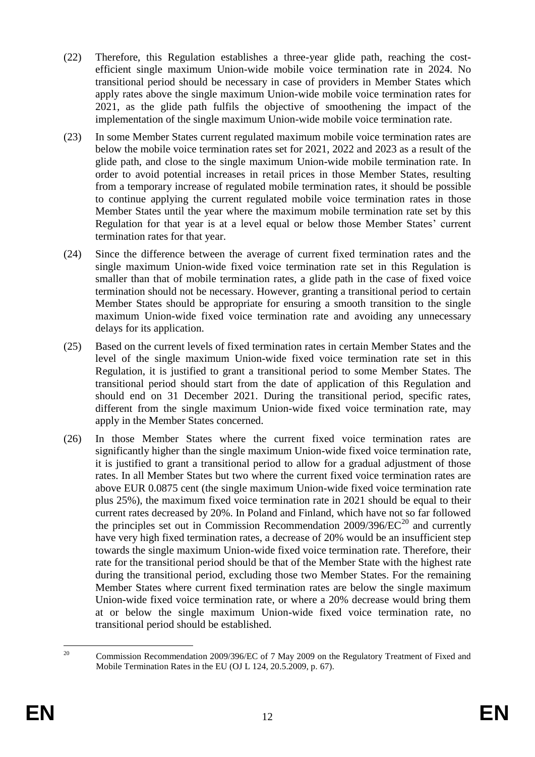(22) Therefore, this Regulation establishes a three-year glide path, reaching the cost-efficient single maximum Union-wide mobile voice termination rate in 2024. No transitional period should be necessary in case of providers in Member States which apply rates above the single maximum Union-wide mobile voice termination rates for 2021, as the glide path fulfils the objective of smoothening the impact of the implementation of the single maximum Union-wide mobile voice termination rate.

(23) In some Member States current regulated maximum mobile voice termination rates are below the mobile voice termination rates set for 2021, 2022 and 2023 as a result of the glide path, and close to the single maximum Union-wide mobile termination rate. In order to avoid potential increases in retail prices in those Member States, resulting from a temporary increase of regulated mobile termination rates, it should be possible to continue applying the current regulated mobile voice termination rates in those Member States until the year where the maximum mobile termination rate set by this Regulation for that year is at a level equal or below those Member States' current termination rates for that year.

(24) Since the difference between the average of current fixed termination rates and the single maximum Union-wide fixed voice termination rate set in this Regulation is smaller than that of mobile termination rates, a glide path in the case of fixed voice termination should not be necessary. However, granting a transitional period to certain Member States should be appropriate for ensuring a smooth transition to the single maximum Union-wide fixed voice termination rate and avoiding any unnecessary delays for its application.

(25) Based on the current levels of fixed termination rates in certain Member States and the level of the single maximum Union-wide fixed voice termination rate set in this Regulation, it is justified to grant a transitional period to some Member States. The transitional period should start from the date of application of this Regulation and should end on 31 December 2021. During the transitional period, specific rates, different from the single maximum Union-wide fixed voice termination rate, may apply in the Member States concerned.

(26) In those Member States where the current fixed voice termination rates are significantly higher than the single maximum Union-wide fixed voice termination rate, it is justified to grant a transitional period to allow for a gradual adjustment of those rates. In all Member States but two where the current fixed voice termination rates are above EUR 0.0875 cent (the single maximum Union-wide fixed voice termination rate plus 25%), the maximum fixed voice termination rate in 2021 should be equal to their current rates decreased by 20%. In Poland and Finland, which have not so far followed the principles set out in Commission Recommendation 2009/396/EC[20] and currently have very high fixed termination rates, a decrease of 20% would be an insufficient step towards the single maximum Union-wide fixed voice termination rate. Therefore, their rate for the transitional period should be that of the Member State with the highest rate during the transitional period, excluding those two Member States. For the remaining Member States where current fixed termination rates are below the single maximum Union-wide fixed voice termination rate, or where a 20% decrease would bring them at or below the single maximum Union-wide fixed voice termination rate, no transitional period should be established.

[20] Commission Recommendation 2009/396/EC of 7 May 2009 on the Regulatory Treatment of Fixed and Mobile Termination Rates in the EU (OJ L 124, 20.5.2009, p. 67).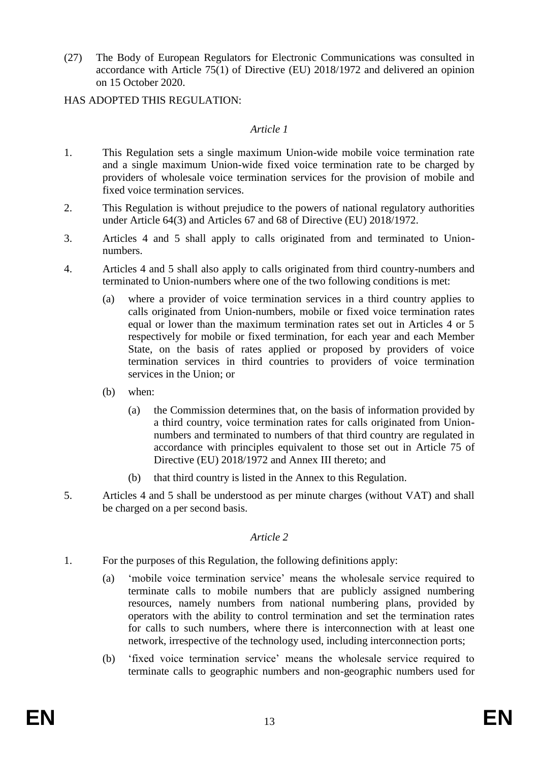(27) The Body of European Regulators for Electronic Communications was consulted in accordance with Article 75(1) of Directive (EU) 2018/1972 and delivered an opinion on 15 October 2020.

HAS ADOPTED THIS REGULATION:

*Article 1*

1. This Regulation sets a single maximum Union-wide mobile voice termination rate and a single maximum Union-wide fixed voice termination rate to be charged by providers of wholesale voice termination services for the provision of mobile and fixed voice termination services.

2. This Regulation is without prejudice to the powers of national regulatory authorities under Article 64(3) and Articles 67 and 68 of Directive (EU) 2018/1972.

3. Articles 4 and 5 shall apply to calls originated from and terminated to Union-numbers.

4. Articles 4 and 5 shall also apply to calls originated from third country-numbers and terminated to Union-numbers where one of the two following conditions is met:

   (a) where a provider of voice termination services in a third country applies to calls originated from Union-numbers, mobile or fixed voice termination rates equal or lower than the maximum termination rates set out in Articles 4 or 5 respectively for mobile or fixed termination, for each year and each Member State, on the basis of rates applied or proposed by providers of voice termination services in third countries to providers of voice termination services in the Union; or

   (b) when:

      (a) the Commission determines that, on the basis of information provided by a third country, voice termination rates for calls originated from Union-numbers and terminated to numbers of that third country are regulated in accordance with principles equivalent to those set out in Article 75 of Directive (EU) 2018/1972 and Annex III thereto; and

      (b) that third country is listed in the Annex to this Regulation.

5. Articles 4 and 5 shall be understood as per minute charges (without VAT) and shall be charged on a per second basis.

*Article 2*

1. For the purposes of this Regulation, the following definitions apply:

   (a) 'mobile voice termination service' means the wholesale service required to terminate calls to mobile numbers that are publicly assigned numbering resources, namely numbers from national numbering plans, provided by operators with the ability to control termination and set the termination rates for calls to such numbers, where there is interconnection with at least one network, irrespective of the technology used, including interconnection ports;

   (b) 'fixed voice termination service' means the wholesale service required to terminate calls to geographic numbers and non-geographic numbers used for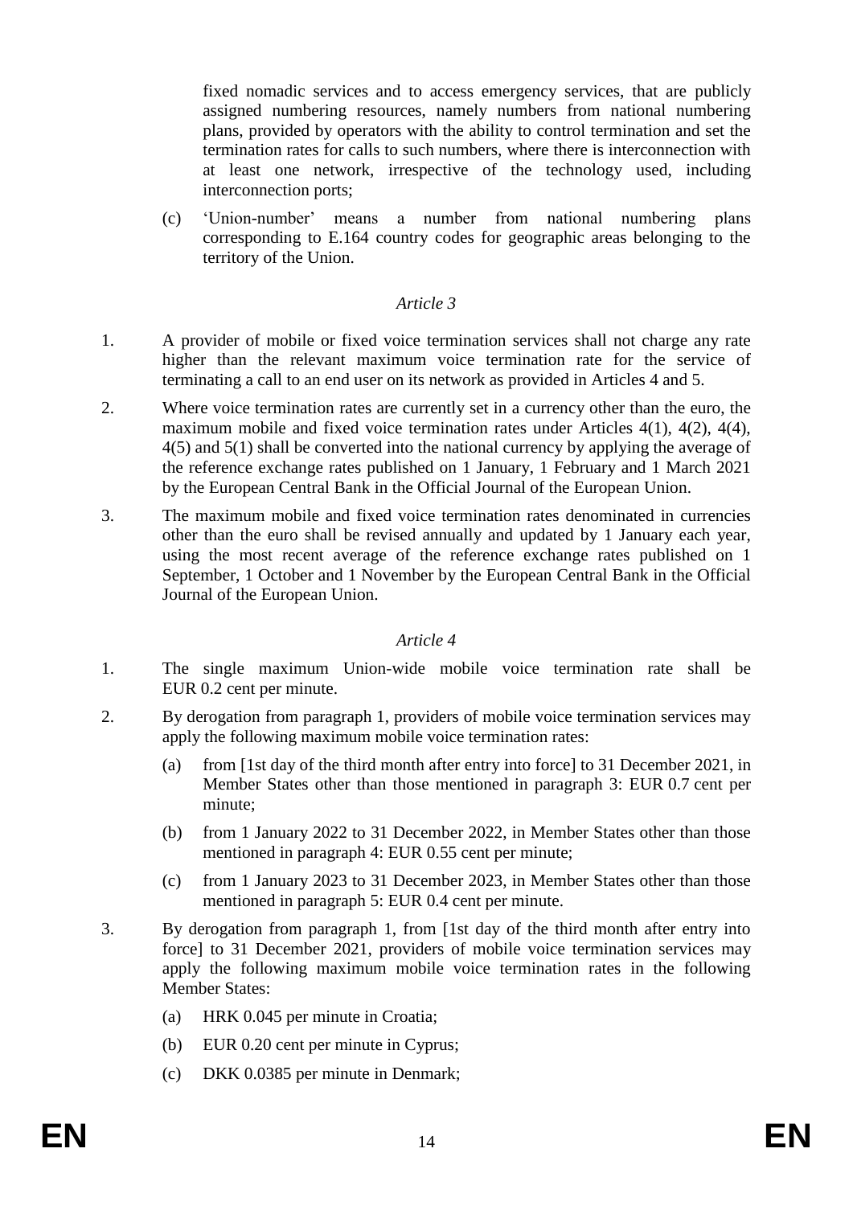fixed nomadic services and to access emergency services, that are publicly assigned numbering resources, namely numbers from national numbering plans, provided by operators with the ability to control termination and set the termination rates for calls to such numbers, where there is interconnection with at least one network, irrespective of the technology used, including interconnection ports;

(c) 'Union-number' means a number from national numbering plans corresponding to E.164 country codes for geographic areas belonging to the territory of the Union.

*Article 3*

1. A provider of mobile or fixed voice termination services shall not charge any rate higher than the relevant maximum voice termination rate for the service of terminating a call to an end user on its network as provided in Articles 4 and 5.

2. Where voice termination rates are currently set in a currency other than the euro, the maximum mobile and fixed voice termination rates under Articles 4(1), 4(2), 4(4), 4(5) and 5(1) shall be converted into the national currency by applying the average of the reference exchange rates published on 1 January, 1 February and 1 March 2021 by the European Central Bank in the Official Journal of the European Union.

3. The maximum mobile and fixed voice termination rates denominated in currencies other than the euro shall be revised annually and updated by 1 January each year, using the most recent average of the reference exchange rates published on 1 September, 1 October and 1 November by the European Central Bank in the Official Journal of the European Union.

*Article 4*

1. The single maximum Union-wide mobile voice termination rate shall be EUR 0.2 cent per minute.

2. By derogation from paragraph 1, providers of mobile voice termination services may apply the following maximum mobile voice termination rates:

   (a) from [1st day of the third month after entry into force] to 31 December 2021, in Member States other than those mentioned in paragraph 3: EUR 0.7 cent per minute;

   (b) from 1 January 2022 to 31 December 2022, in Member States other than those mentioned in paragraph 4: EUR 0.55 cent per minute;

   (c) from 1 January 2023 to 31 December 2023, in Member States other than those mentioned in paragraph 5: EUR 0.4 cent per minute.

3. By derogation from paragraph 1, from [1st day of the third month after entry into force] to 31 December 2021, providers of mobile voice termination services may apply the following maximum mobile voice termination rates in the following Member States:

   (a) HRK 0.045 per minute in Croatia;

   (b) EUR 0.20 cent per minute in Cyprus;

   (c) DKK 0.0385 per minute in Denmark;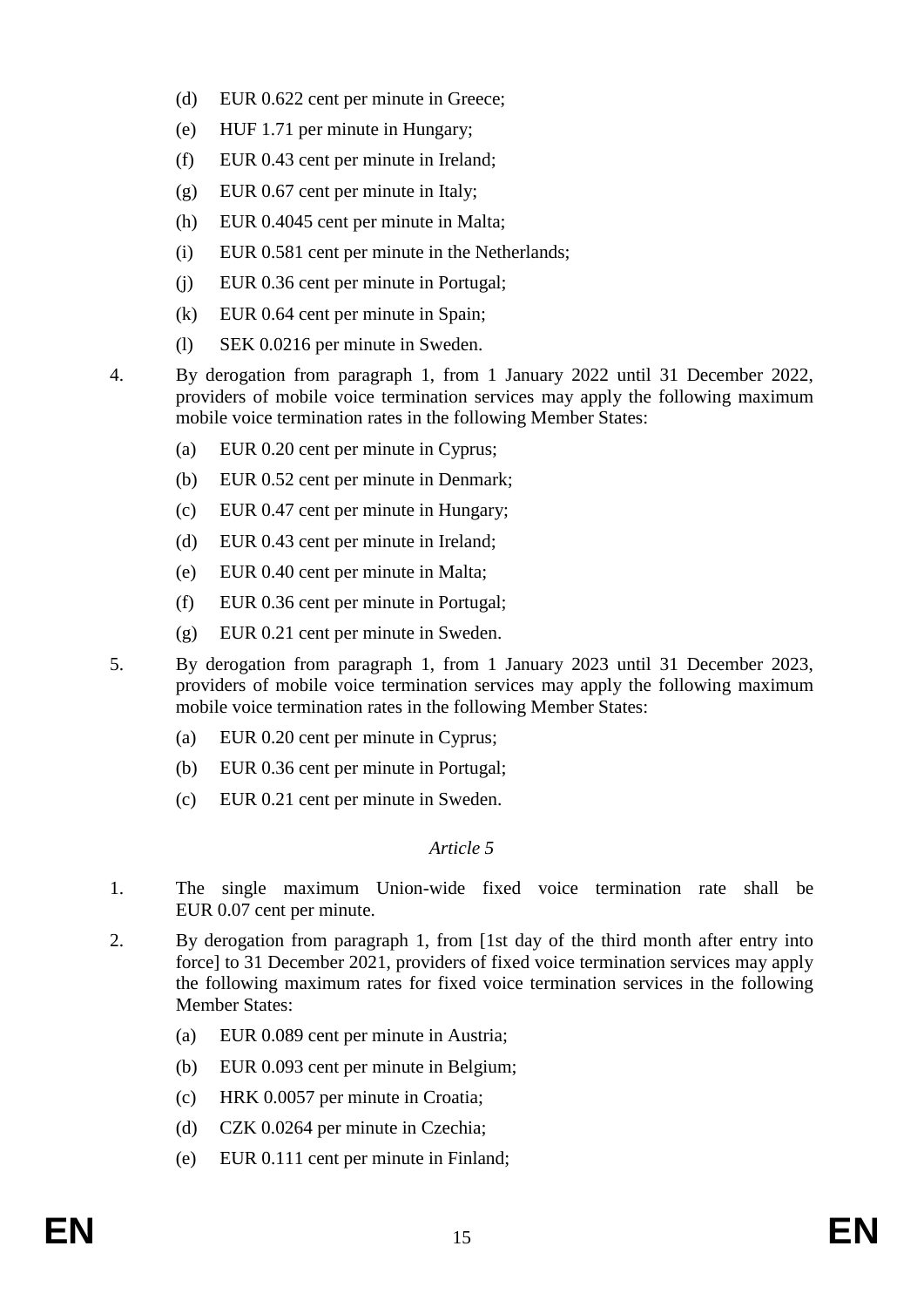(d) EUR 0.622 cent per minute in Greece;

(e) HUF 1.71 per minute in Hungary;

(f) EUR 0.43 cent per minute in Ireland;

(g) EUR 0.67 cent per minute in Italy;

(h) EUR 0.4045 cent per minute in Malta;

(i) EUR 0.581 cent per minute in the Netherlands;

(j) EUR 0.36 cent per minute in Portugal;

(k) EUR 0.64 cent per minute in Spain;

(l) SEK 0.0216 per minute in Sweden.

4. By derogation from paragraph 1, from 1 January 2022 until 31 December 2022, providers of mobile voice termination services may apply the following maximum mobile voice termination rates in the following Member States:

   (a) EUR 0.20 cent per minute in Cyprus;

   (b) EUR 0.52 cent per minute in Denmark;

   (c) EUR 0.47 cent per minute in Hungary;

   (d) EUR 0.43 cent per minute in Ireland;

   (e) EUR 0.40 cent per minute in Malta;

   (f) EUR 0.36 cent per minute in Portugal;

   (g) EUR 0.21 cent per minute in Sweden.

5. By derogation from paragraph 1, from 1 January 2023 until 31 December 2023, providers of mobile voice termination services may apply the following maximum mobile voice termination rates in the following Member States:

   (a) EUR 0.20 cent per minute in Cyprus;

   (b) EUR 0.36 cent per minute in Portugal;

   (c) EUR 0.21 cent per minute in Sweden.

*Article 5*

1. The single maximum Union-wide fixed voice termination rate shall be EUR 0.07 cent per minute.

2. By derogation from paragraph 1, from [1st day of the third month after entry into force] to 31 December 2021, providers of fixed voice termination services may apply the following maximum rates for fixed voice termination services in the following Member States:

   (a) EUR 0.089 cent per minute in Austria;

   (b) EUR 0.093 cent per minute in Belgium;

   (c) HRK 0.0057 per minute in Croatia;

   (d) CZK 0.0264 per minute in Czechia;

   (e) EUR 0.111 cent per minute in Finland;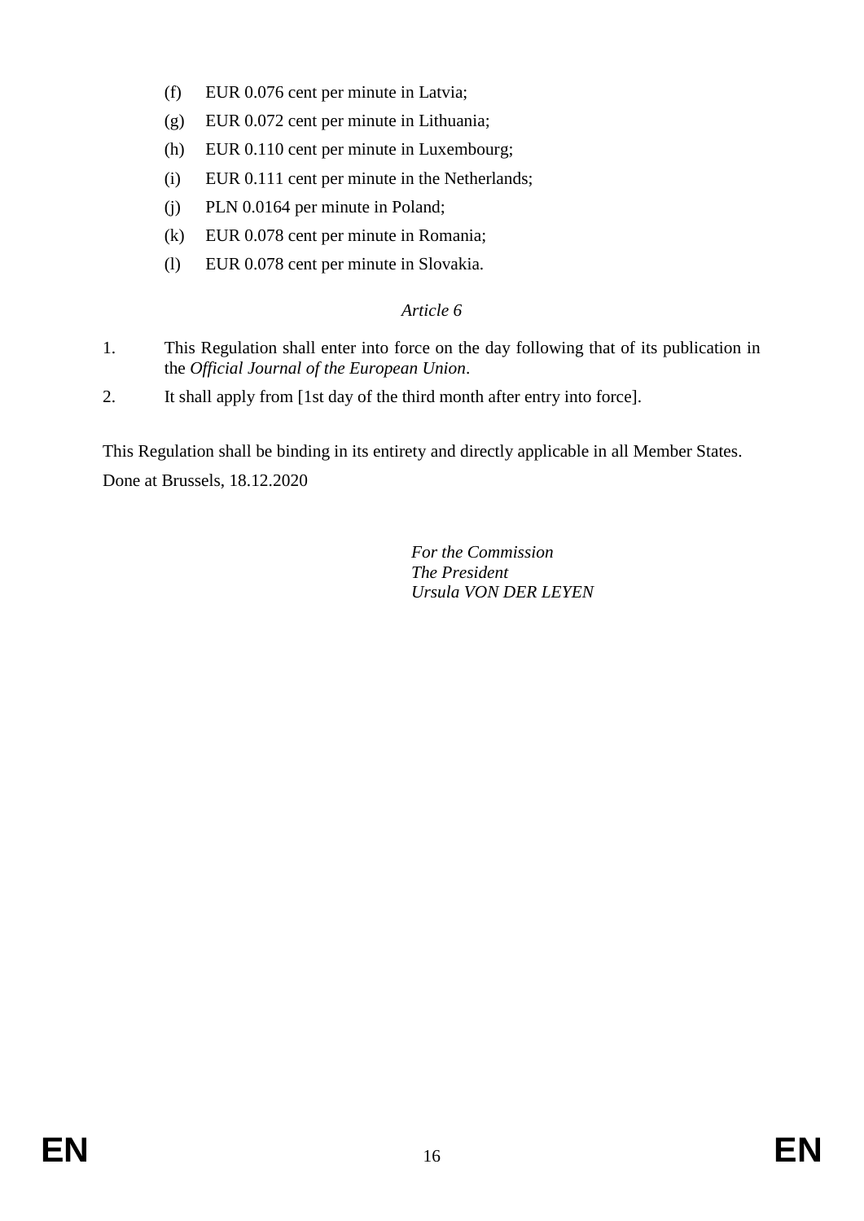(f) EUR 0.076 cent per minute in Latvia;

(g) EUR 0.072 cent per minute in Lithuania;

(h) EUR 0.110 cent per minute in Luxembourg;

(i) EUR 0.111 cent per minute in the Netherlands;

(j) PLN 0.0164 per minute in Poland;

(k) EUR 0.078 cent per minute in Romania;

(l) EUR 0.078 cent per minute in Slovakia.

*Article 6*

1. This Regulation shall enter into force on the day following that of its publication in the *Official Journal of the European Union*.

2. It shall apply from [1st day of the third month after entry into force].

This Regulation shall be binding in its entirety and directly applicable in all Member States.

Done at Brussels, 18.12.2020

*For the Commission*
*The President*
*Ursula VON DER LEYEN*